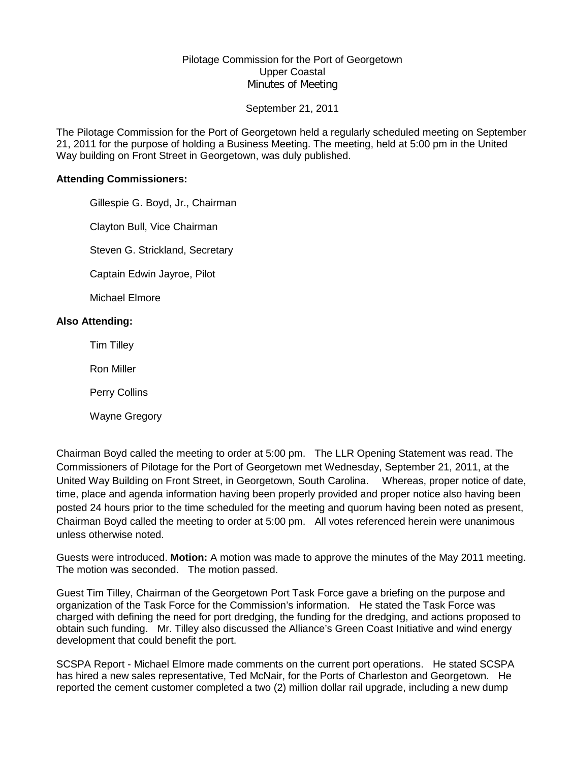Pilotage Commission for the Port of Georgetown
Upper Coastal
Minutes of Meeting

September 21, 2011

The Pilotage Commission for the Port of Georgetown held a regularly scheduled meeting on September 21, 2011 for the purpose of holding a Business Meeting. The meeting, held at 5:00 pm in the United Way building on Front Street in Georgetown, was duly published.

**Attending Commissioners:**

Gillespie G. Boyd, Jr., Chairman

Clayton Bull, Vice Chairman

Steven G. Strickland, Secretary

Captain Edwin Jayroe, Pilot

Michael Elmore

**Also Attending:**

Tim Tilley

Ron Miller

Perry Collins

Wayne Gregory

Chairman Boyd called the meeting to order at 5:00 pm. The LLR Opening Statement was read. The Commissioners of Pilotage for the Port of Georgetown met Wednesday, September 21, 2011, at the United Way Building on Front Street, in Georgetown, South Carolina. Whereas, proper notice of date, time, place and agenda information having been properly provided and proper notice also having been posted 24 hours prior to the time scheduled for the meeting and quorum having been noted as present, Chairman Boyd called the meeting to order at 5:00 pm. All votes referenced herein were unanimous unless otherwise noted.

Guests were introduced. **Motion:** A motion was made to approve the minutes of the May 2011 meeting. The motion was seconded. The motion passed.

Guest Tim Tilley, Chairman of the Georgetown Port Task Force gave a briefing on the purpose and organization of the Task Force for the Commission's information. He stated the Task Force was charged with defining the need for port dredging, the funding for the dredging, and actions proposed to obtain such funding. Mr. Tilley also discussed the Alliance's Green Coast Initiative and wind energy development that could benefit the port.

SCSPA Report - Michael Elmore made comments on the current port operations. He stated SCSPA has hired a new sales representative, Ted McNair, for the Ports of Charleston and Georgetown. He reported the cement customer completed a two (2) million dollar rail upgrade, including a new dump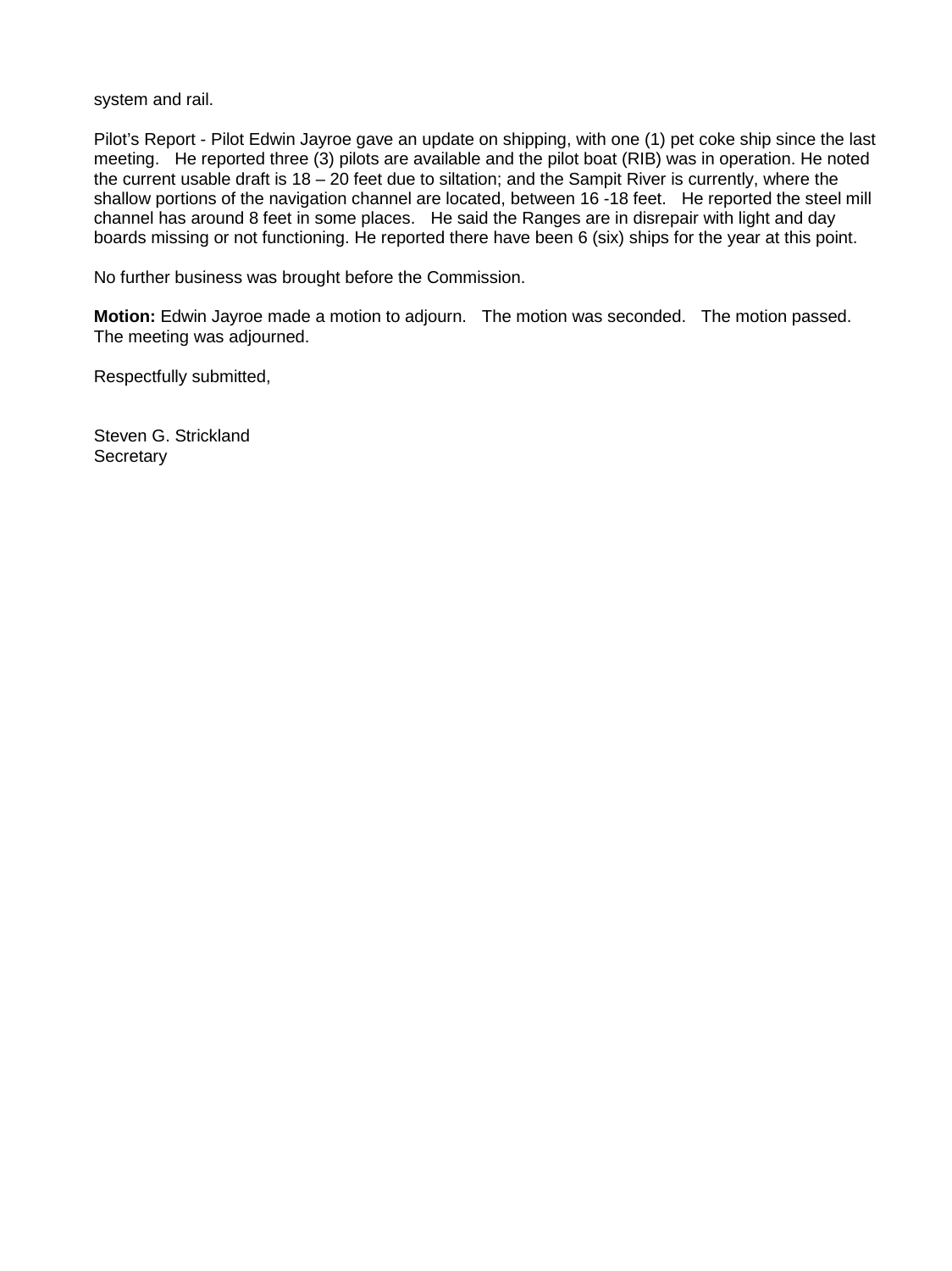system and rail.

Pilot's Report - Pilot Edwin Jayroe gave an update on shipping, with one (1) pet coke ship since the last meeting. He reported three (3) pilots are available and the pilot boat (RIB) was in operation. He noted the current usable draft is 18 – 20 feet due to siltation; and the Sampit River is currently, where the shallow portions of the navigation channel are located, between 16 -18 feet. He reported the steel mill channel has around 8 feet in some places. He said the Ranges are in disrepair with light and day boards missing or not functioning. He reported there have been 6 (six) ships for the year at this point.

No further business was brought before the Commission.

**Motion:** Edwin Jayroe made a motion to adjourn. The motion was seconded. The motion passed. The meeting was adjourned.

Respectfully submitted,

Steven G. Strickland
Secretary